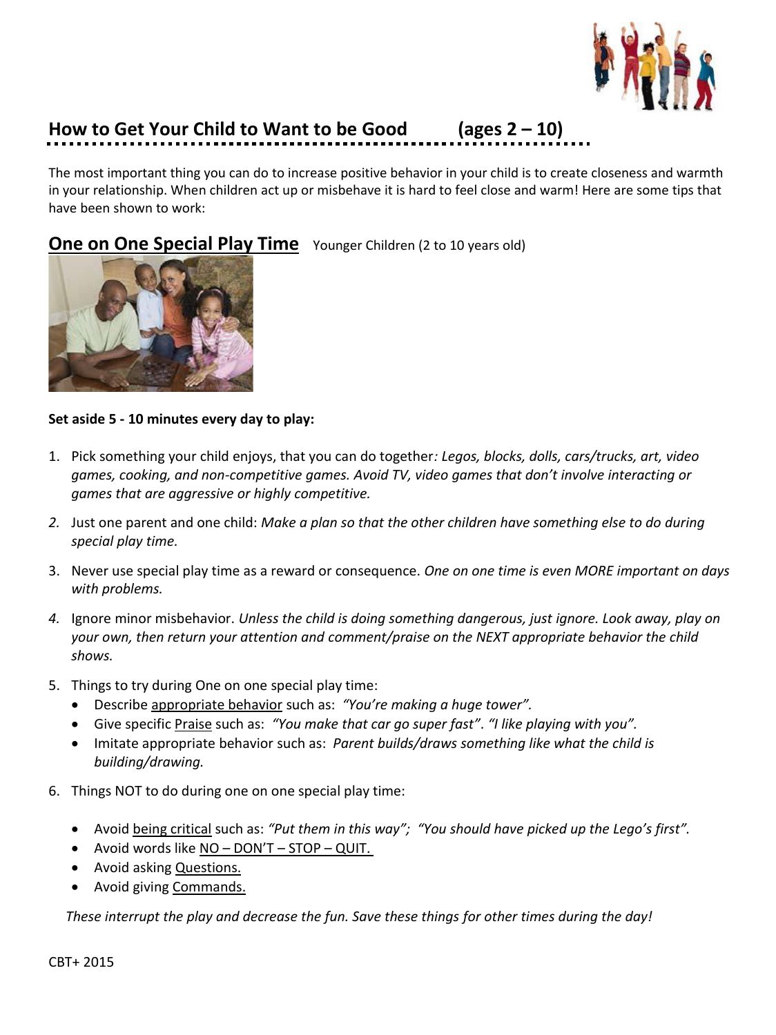## How to Get Your Child to Want to be Good (ages 2 – 10)

The most important thing you can do to increase positive behavior in your child is to create closeness and warmth in your relationship. When children act up or misbehave it is hard to feel close and warm! Here are some tips that have been shown to work:

### One on One Special Play Time

Younger Children (2 to 10 years old)

**Set aside 5 - 10 minutes every day to play:**

1. Pick something your child enjoys, that you can do together*: Legos, blocks, dolls, cars/trucks, art, video games, cooking, and non-competitive games. Avoid TV, video games that don't involve interacting or games that are aggressive or highly competitive.*
2. Just one parent and one child: *Make a plan so that the other children have something else to do during special play time.*
3. Never use special play time as a reward or consequence. *One on one time is even MORE important on days with problems.*
4. Ignore minor misbehavior. *Unless the child is doing something dangerous, just ignore. Look away, play on your own, then return your attention and comment/praise on the NEXT appropriate behavior the child shows.*
5. Things to try during One on one special play time:
   - Describe appropriate behavior such as: *"You're making a huge tower".*
   - Give specific Praise such as: *"You make that car go super fast". "I like playing with you".*
   - Imitate appropriate behavior such as: *Parent builds/draws something like what the child is building/drawing.*
6. Things NOT to do during one on one special play time:
   - Avoid being critical such as: *"Put them in this way"; "You should have picked up the Lego's first".*
   - Avoid words like NO – DON'T – STOP – QUIT.
   - Avoid asking Questions.
   - Avoid giving Commands.

*These interrupt the play and decrease the fun. Save these things for other times during the day!*

CBT+ 2015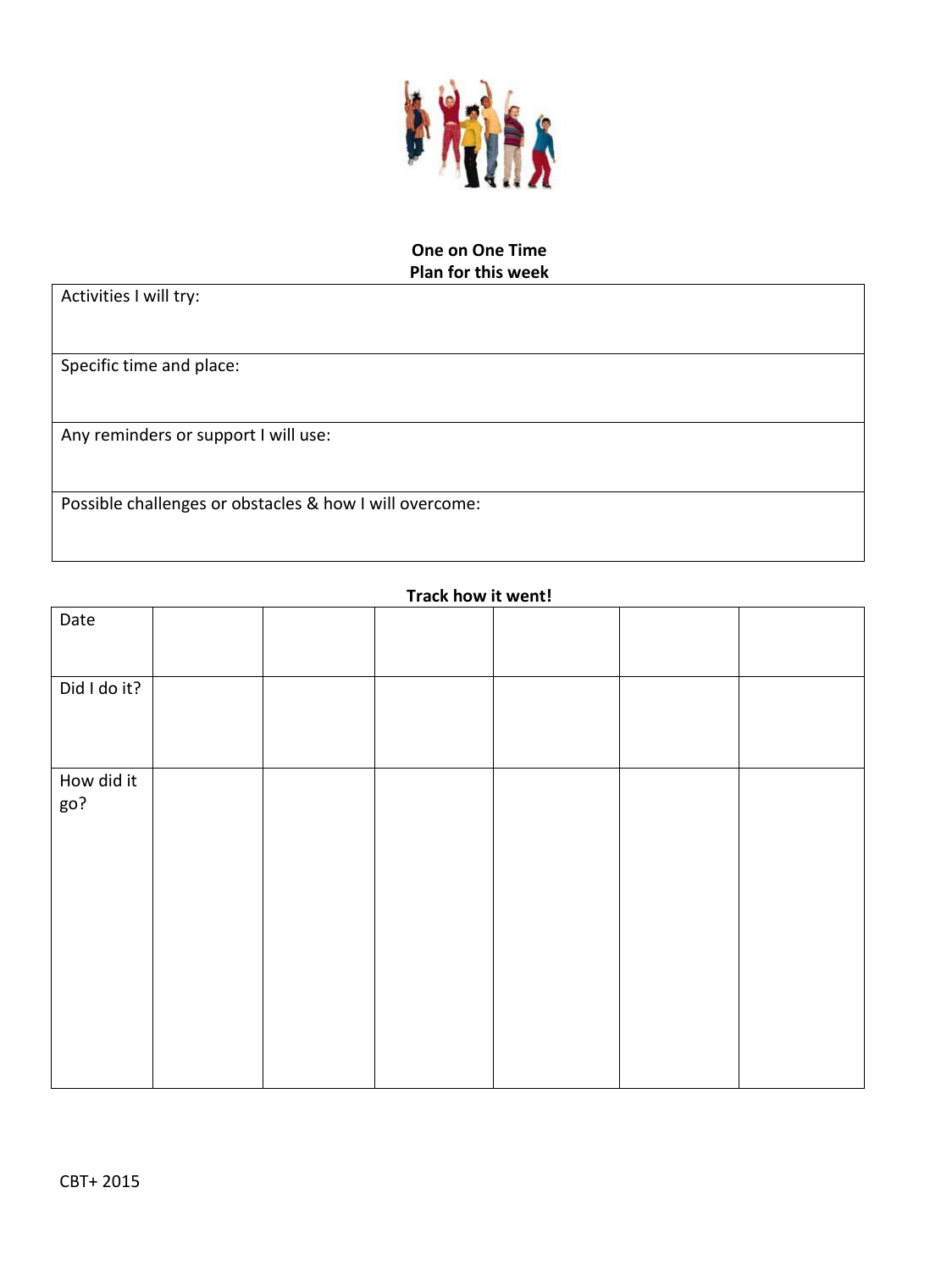**One on One Time**
**Plan for this week**

| |
|---|
| Activities I will try: |
| Specific time and place: |
| Any reminders or support I will use: |
| Possible challenges or obstacles & how I will overcome: |

**Track how it went!**

| | | | | | | |
|---|---|---|---|---|---|---|
| Date | | | | | | |
| Did I do it? | | | | | | |
| How did it go? | | | | | | |

CBT+ 2015